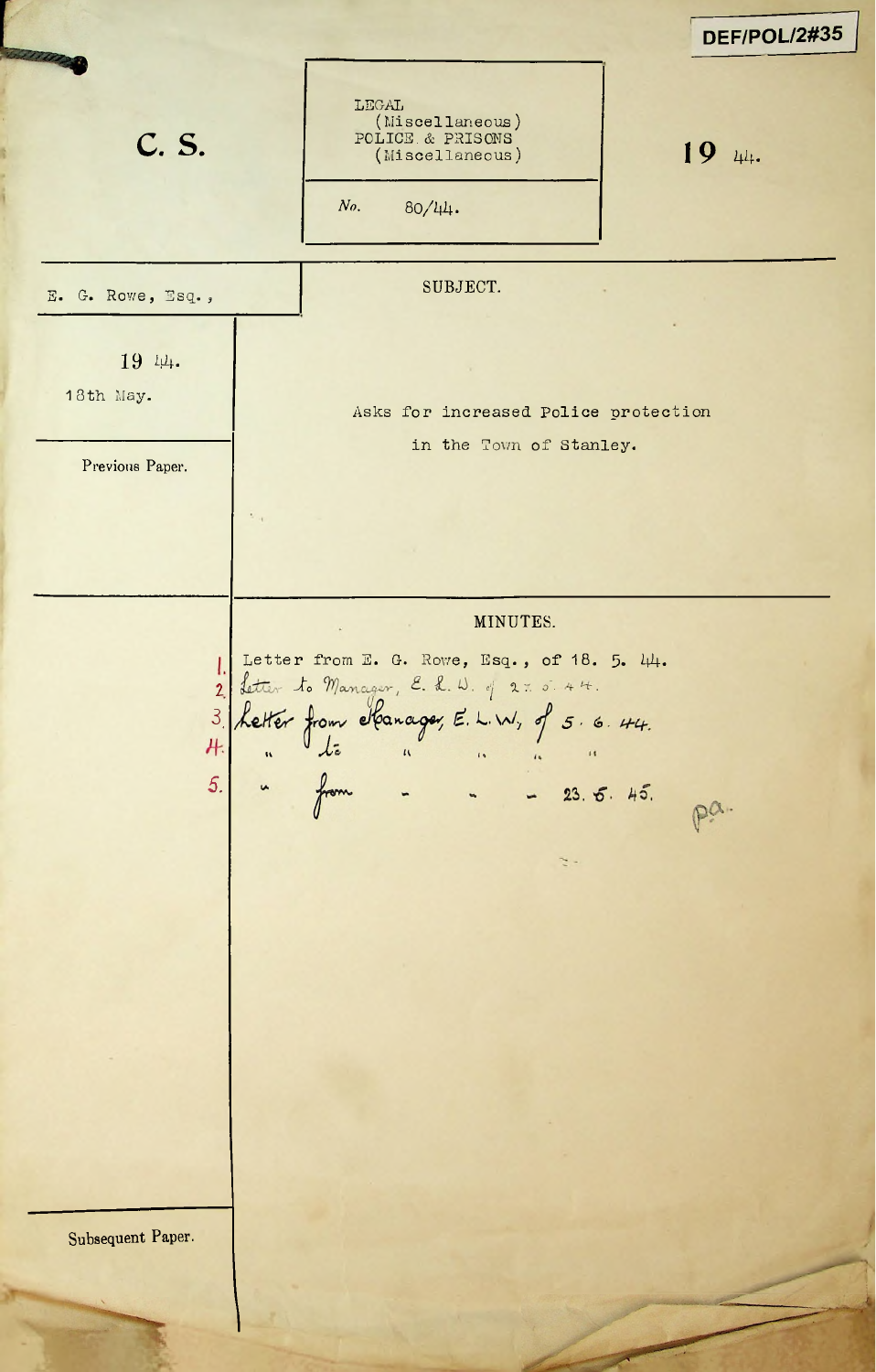DEF/POL/2#35

**C. S.**

LEGAL
(Miscellaneous)
POLICE & PRISONS
(Miscellaneous)

No. 80/44.

**19 44.**

E. G. Rowe, Esq.,

19 44.
18th May.

**SUBJECT.**

Asks for increased Police protection in the Town of Stanley.

Previous Paper.

**MINUTES.**

1. Letter from E. G. Rowe, Esq., of 18. 5. 44.
2. Letter to Manager, E. L. W. of 27. 5. 44.
3. Letter from Manager, E. L. W, of 5. 6. 44.
4. " to " " " "
5. " from - - - 23. 5. 45.

pa.

Subsequent Paper.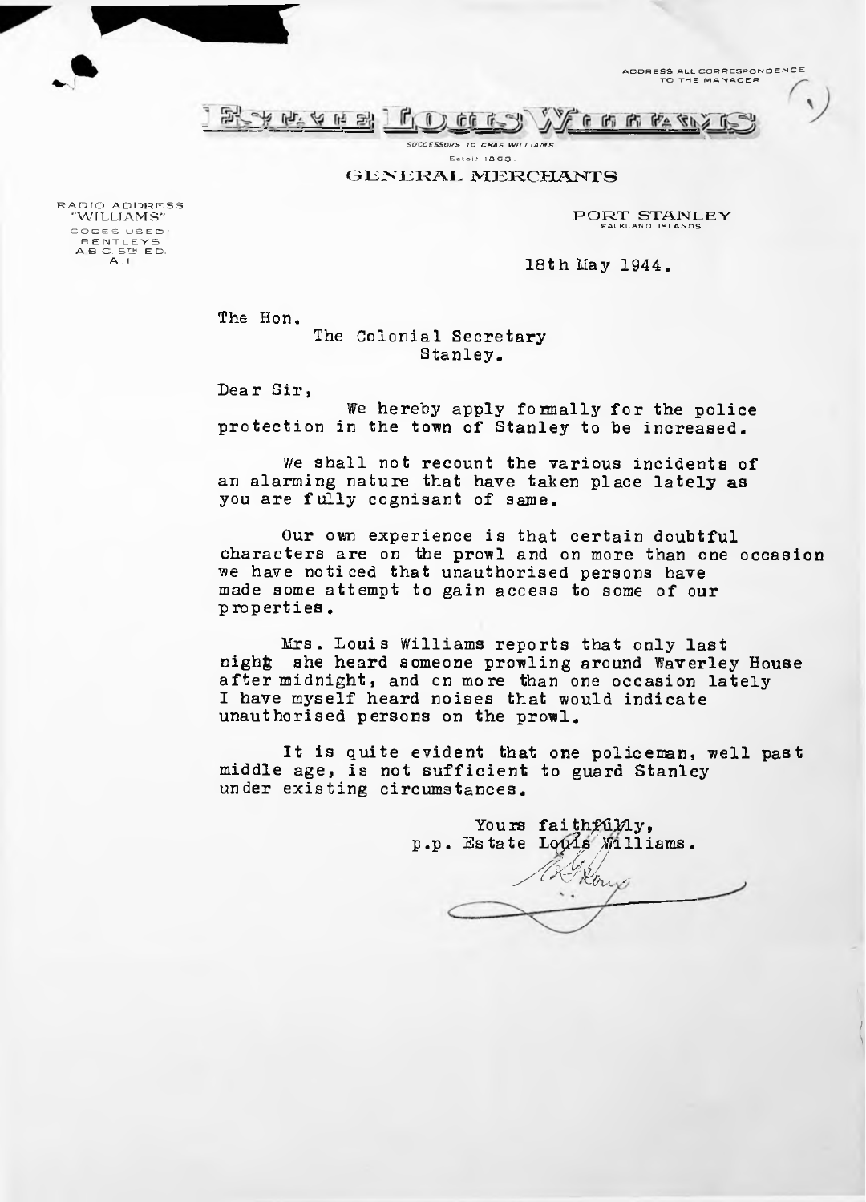ADDRESS ALL CORRESPONDENCE TO THE MANAGER

# ESTATE LOUIS WILLIAMS

*SUCCESSORS TO CHAS WILLIAMS.*

Estbd 1863.

GENERAL MERCHANTS

RADIO ADDRESS "WILLIAMS"
CODES USED: BENTLEYS A.B.C. 5TH ED. A 1

PORT STANLEY
FALKLAND ISLANDS.

18th May 1944.

The Hon.
The Colonial Secretary
Stanley.

Dear Sir,

We hereby apply formally for the police protection in the town of Stanley to be increased.

We shall not recount the various incidents of an alarming nature that have taken place lately as you are fully cognisant of same.

Our own experience is that certain doubtful characters are on the prowl and on more than one occasion we have noticed that unauthorised persons have made some attempt to gain access to some of our properties.

Mrs. Louis Williams reports that only last night she heard someone prowling around Waverley House after midnight, and on more than one occasion lately I have myself heard noises that would indicate unauthorised persons on the prowl.

It is quite evident that one policeman, well past middle age, is not sufficient to guard Stanley under existing circumstances.

Yours faithfully,
p.p. Estate Louis Williams.

[signature]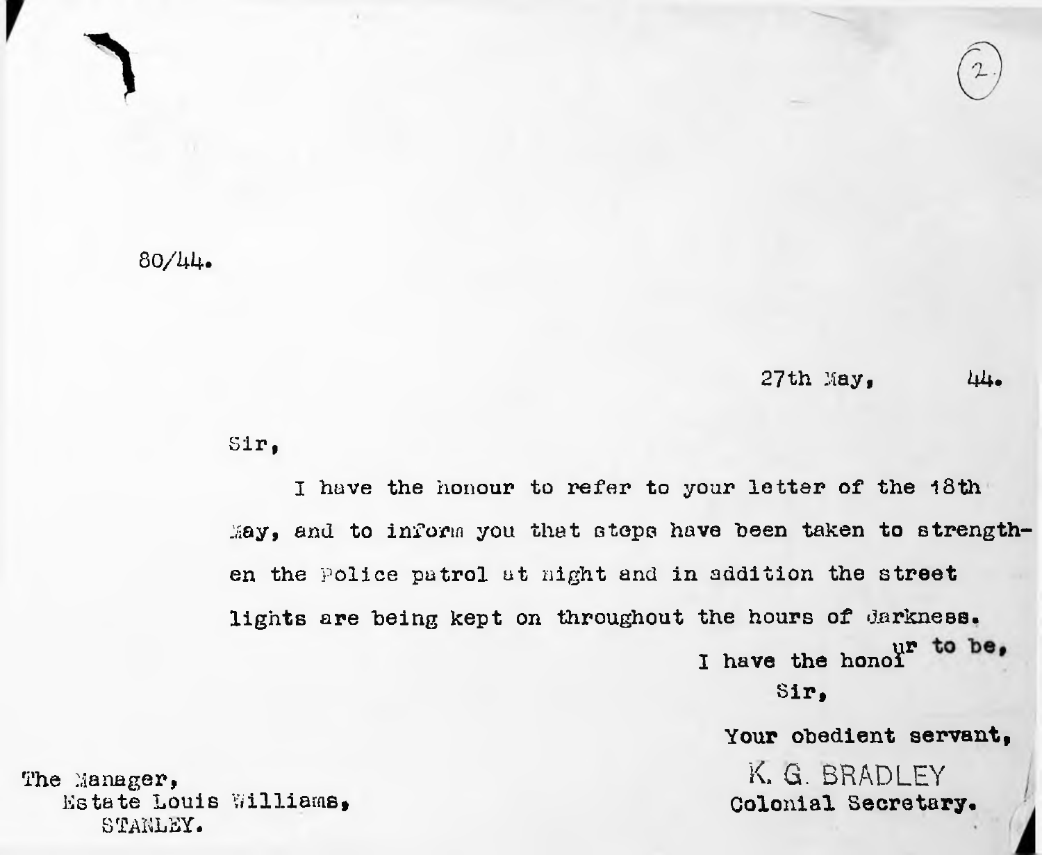80/44.

27th May, 44.

Sir,

I have the honour to refer to your letter of the 18th May, and to inform you that steps have been taken to strengthen the Police patrol at night and in addition the street lights are being kept on throughout the hours of darkness.

I have the honour to be,

Sir,

Your obedient servant,

K. G. BRADLEY

Colonial Secretary.

The Manager,
Estate Louis Williams,
STANLEY.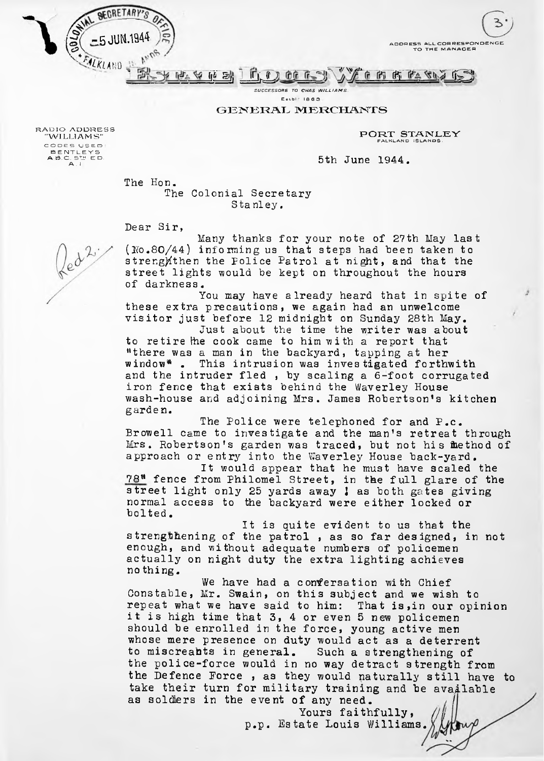COLONIAL SECRETARY'S OFFICE
5 JUN.1944
FALKLAND ISLANDS

3.

ADDRESS ALL CORRESPONDENCE TO THE MANAGER

# ESTATE LOUIS WILLIAMS

SUCCESSORS TO CHAS WILLIAMS.
Estbl 1863

## GENERAL MERCHANTS

RADIO ADDRESS "WILLIAMS"
CODES USED: BENTLEYS, A.B.C. 5TH ED., A.1

PORT STANLEY
FALKLAND ISLANDS.

5th June 1944.

Red 2.

The Hon.
The Colonial Secretary
Stanley.

Dear Sir,

Many thanks for your note of 27th May last (No.80/44) informing us that steps had been taken to strengthen the Police Patrol at night, and that the street lights would be kept on throughout the hours of darkness.

You may have already heard that in spite of these extra precautions, we again had an unwelcome visitor just before 12 midnight on Sunday 28th May.

Just about the time the writer was about to retire the cook came to him with a report that "there was a man in the backyard, tapping at her window". This intrusion was investigated forthwith and the intruder fled , by scaling a 6-foot corrugated iron fence that exists behind the Waverley House wash-house and adjoining Mrs. James Robertson's kitchen garden.

The Police were telephoned for and P.c. Browell came to investigate and the man's retreat through Mrs. Robertson's garden was traced, but not his method of approach or entry into the Waverley House back-yard.

It would appear that he must have scaled the 78" fence from Philomel Street, in the full glare of the street light only 25 yards away ! as both gates giving normal access to the backyard were either locked or bolted.

It is quite evident to us that the strengthening of the patrol , as so far designed, in not enough, and without adequate numbers of policemen actually on night duty the extra lighting achieves nothing.

We have had a conversation with Chief Constable, Mr. Swain, on this subject and we wish to repeat what we have said to him: That is,in our opinion it is high time that 3, 4 or even 5 new policemen should be enrolled in the force, young active men whose mere presence on duty would act as a deterrent to miscreants in general. Such a strengthening of the police-force would in no way detract strength from the Defence Force , as they would naturally still have to take their turn for military training and be available as soldiers in the event of any need.

Yours faithfully,
p.p. Estate Louis Williams.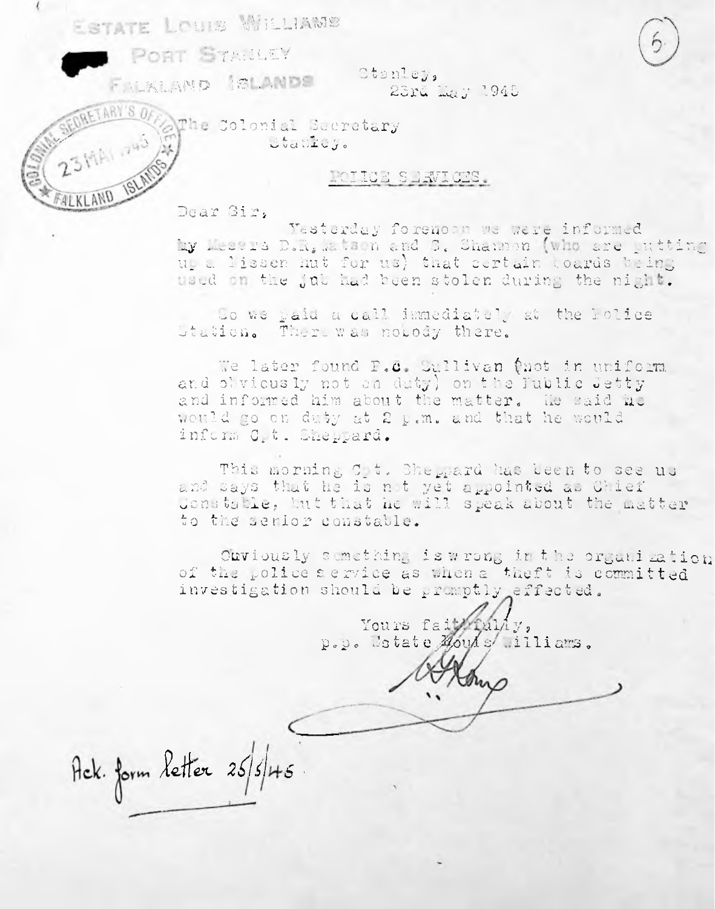ESTATE LOUIS WILLIAMS

PORT STANLEY

FALKLAND ISLANDS

(6)

Stanley,
23rd May 1945

COLONIAL SECRETARY'S OFFICE
23 MAY 1945
FALKLAND ISLANDS

The Colonial Secretary
Stanley.

POLICE SERVICES.

Dear Sir,

Yesterday forenoon we were informed by Messrs D.R. Watson and S. Shannon (who are putting up a Nissen hut for us) that certain boards being used on the job had been stolen during the night.

So we paid a call immediately at the Police Station. There was nobody there.

We later found P.C. Sullivan (not in uniform and obviously not on duty) on the Public Jetty and informed him about the matter. He said he would go on duty at 2 p.m. and that he would inform Cpt. Sheppard.

This morning Cpt. Sheppard has been to see us and says that he is not yet appointed as Chief Constable, but that he will speak about the matter to the senior constable.

Obviously something is wrong in the organization of the police service as when a theft is committed investigation should be promptly effected.

Yours faithfully,
p.p. Estate Louis Williams.

Ack. form letter 25/5/45.